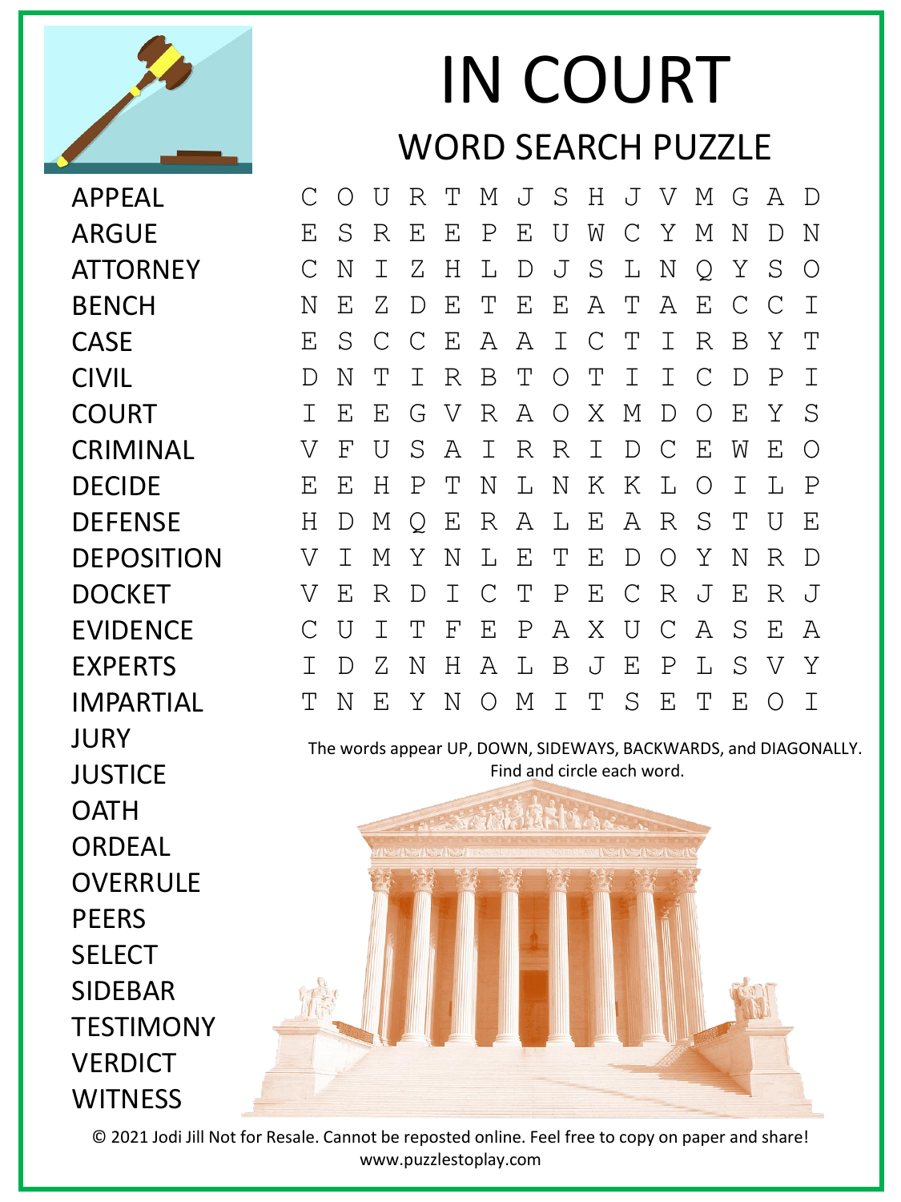# IN COURT

## WORD SEARCH PUZZLE

- APPEAL
- ARGUE
- ATTORNEY
- BENCH
- CASE
- CIVIL
- COURT
- CRIMINAL
- DECIDE
- DEFENSE
- DEPOSITION
- DOCKET
- EVIDENCE
- EXPERTS
- IMPARTIAL
- JURY
- JUSTICE
- OATH
- ORDEAL
- OVERRULE
- PEERS
- SELECT
- SIDEBAR
- TESTIMONY
- VERDICT
- WITNESS

```
C O U R T M J S H J V M G A D
E S R E E P E U W C Y M N D N
C N I Z H L D J S L N Q Y S O
N E Z D E T E E A T A E C C I
E S C C E A A I C T I R B Y T
D N T I R B T O T I I C D P I
I E E G V R A O X M D O E Y S
V F U S A I R R I D C E W E O
E E H P T N L N K K L O I L P
H D M Q E R A L E A R S T U E
V I M Y N L E T E D O Y N R D
V E R D I C T P E C R J E R J
C U I T F E P A X U C A S E A
I D Z N H A L B J E P L S V Y
T N E Y N O M I T S E T E O I
```

The words appear UP, DOWN, SIDEWAYS, BACKWARDS, and DIAGONALLY. Find and circle each word.

© 2021 Jodi Jill Not for Resale. Cannot be reposted online. Feel free to copy on paper and share!
www.puzzlestoplay.com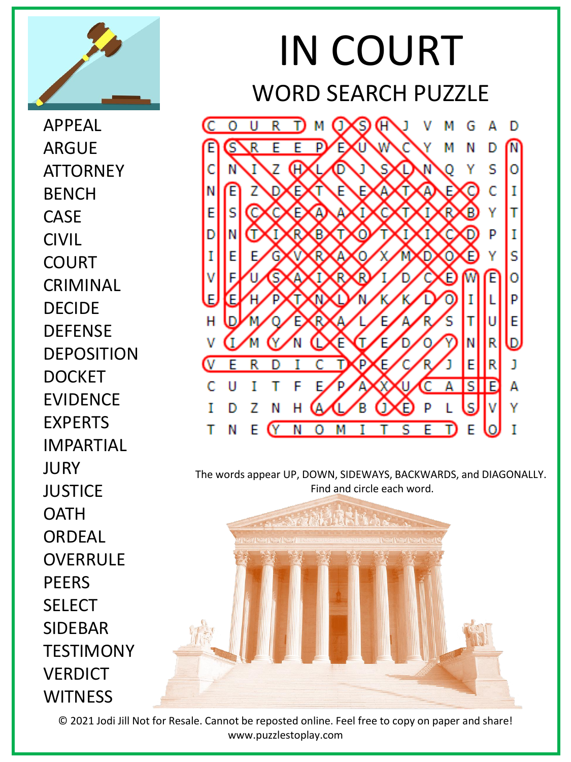# IN COURT

## WORD SEARCH PUZZLE

- APPEAL
- ARGUE
- ATTORNEY
- BENCH
- CASE
- CIVIL
- COURT
- CRIMINAL
- DECIDE
- DEFENSE
- DEPOSITION
- DOCKET
- EVIDENCE
- EXPERTS
- IMPARTIAL
- JURY
- JUSTICE
- OATH
- ORDEAL
- OVERRULE
- PEERS
- SELECT
- SIDEBAR
- TESTIMONY
- VERDICT
- WITNESS

| | | | | | | | | | | | | | | |
|---|---|---|---|---|---|---|---|---|---|---|---|---|---|---|
| C | O | U | R | T | M | J | S | H | J | V | M | G | A | D |
| E | S | R | E | E | P | E | U | W | C | Y | M | N | D | N |
| C | N | I | Z | H | L | D | J | S | L | N | Q | Y | S | O |
| N | E | Z | D | E | T | E | E | A | T | A | E | C | C | I |
| E | S | C | C | E | A | A | I | C | T | I | R | B | Y | T |
| D | N | T | I | R | B | T | O | T | I | I | C | D | P | I |
| I | E | E | G | V | R | A | O | X | M | D | O | E | Y | S |
| V | F | U | S | A | I | R | R | I | D | C | E | W | E | O |
| E | E | H | P | T | N | L | N | K | K | L | O | I | L | P |
| H | D | M | Q | E | R | A | L | E | A | R | S | T | U | E |
| V | I | M | Y | N | L | E | T | E | D | O | Y | N | R | D |
| V | E | R | D | I | C | T | P | E | C | R | J | E | R | J |
| C | U | I | T | F | E | P | A | X | U | C | A | S | E | A |
| I | D | Z | N | H | A | L | B | J | E | P | L | S | V | Y |
| T | N | E | Y | N | O | M | I | T | S | E | T | E | O | I |

The words appear UP, DOWN, SIDEWAYS, BACKWARDS, and DIAGONALLY. Find and circle each word.

© 2021 Jodi Jill Not for Resale. Cannot be reposted online. Feel free to copy on paper and share!
www.puzzlestoplay.com